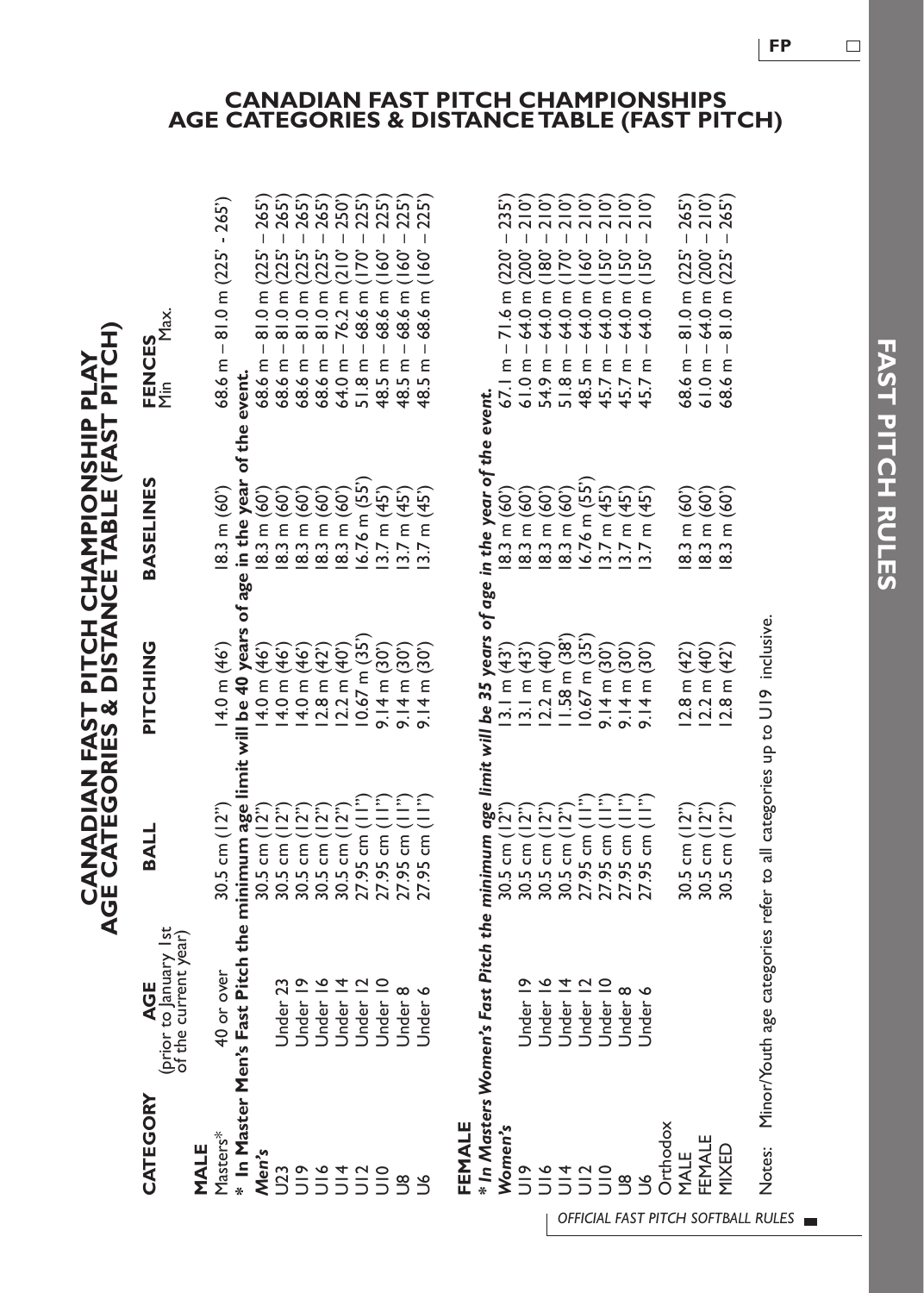# CANADIAN FAST PITCH CHAMPIONSHIPS AGE CATEGORIES & DISTANCE TABLE (FAST PITCH)

## CANADIAN FAST PITCH CHAMPIONSHIP PLAY AGE CATEGORIES & DISTANCE TABLE (FAST PITCH)

| CATEGORY | AGE (prior to January 1st of the current year) | BALL | PITCHING | BASELINES | FENCES Min – Max. |
|---|---|---|---|---|---|
| **MALE** | | | | | |
| Masters* | 40 or over | 30.5 cm (12") | 14.0 m (46') | 18.3 m (60') | 68.6 m – 81.0 m (225' - 265') |
| ***** **In Master Men's Fast Pitch the minimum age limit will be 40 years of age in the year of the event.** | | | | | |
| ***Men's*** | | 30.5 cm (12") | 14.0 m (46') | 18.3 m (60') | 68.6 m – 81.0 m (225' – 265') |
| U23 | Under 23 | 30.5 cm (12") | 14.0 m (46') | 18.3 m (60') | 68.6 m – 81.0 m (225' – 265') |
| U19 | Under 19 | 30.5 cm (12") | 14.0 m (46') | 18.3 m (60') | 68.6 m – 81.0 m (225' – 265') |
| U16 | Under 16 | 30.5 cm (12") | 12.8 m (42') | 18.3 m (60') | 68.6 m – 81.0 m (225' – 265') |
| U14 | Under 14 | 30.5 cm (12") | 12.2 m (40') | 18.3 m (60') | 64.0 m – 76.2 m (210' – 250') |
| U12 | Under 12 | 30.5 cm (12") | 10.67 m (35') | 16.76 m (55') | 51.8 m – 68.6 m (170' – 225') |
| U10 | Under 10 | 27.95 cm (11") | 9.14 m (30') | 13.7 m (45') | 48.5 m – 68.6 m (160' – 225') |
| U8 | Under 8 | 27.95 cm (11") | 9.14 m (30') | 13.7 m (45') | 48.5 m – 68.6 m (160' – 225') |
| U6 | Under 6 | 27.95 cm (11") | 9.14 m (30') | 13.7 m (45') | 48.5 m – 68.6 m (160' – 225') |
| **FEMALE** | | | | | |
| ***** ***In Masters Women's Fast Pitch the minimum age limit will be 35 years of age in the year of the event.*** | | | | | |
| ***Women's*** | | 30.5 cm (12") | 13.1 m (43') | 18.3 m (60') | 67.1 m – 71.6 m (220' – 235') |
| U19 | Under 19 | 30.5 cm (12") | 13.1 m (43') | 18.3 m (60') | 61.0 m – 64.0 m (200' – 210') |
| U16 | Under 16 | 30.5 cm (12") | 12.2 m (40') | 18.3 m (60') | 54.9 m – 64.0 m (180' – 210') |
| U14 | Under 14 | 30.5 cm (12") | 11.58 m (38') | 18.3 m (60') | 51.8 m – 64.0 m (170' – 210') |
| U12 | Under 12 | 27.95 cm (11") | 10.67 m (35') | 16.76 m (55') | 48.5 m – 64.0 m (160' – 210') |
| U10 | Under 10 | 27.95 cm (11") | 9.14 m (30') | 13.7 m (45') | 45.7 m – 64.0 m (150' – 210') |
| U8 | Under 8 | 27.95 cm (11") | 9.14 m (30') | 13.7 m (45') | 45.7 m – 64.0 m (150' – 210') |
| U6 | Under 6 | 27.95 cm (11") | 9.14 m (30') | 13.7 m (45') | 45.7 m – 64.0 m (150' – 210') |
| Orthodox | | | | | |
| MALE | | 30.5 cm (12") | 12.8 m (42') | 18.3 m (60') | 68.6 m – 81.0 m (225' – 265') |
| FEMALE | | 30.5 cm (12") | 12.2 m (40') | 18.3 m (60') | 61.0 m – 64.0 m (200' – 210') |
| MIXED | | 30.5 cm (12") | 12.8 m (42') | 18.3 m (60') | 68.6 m – 81.0 m (225' – 265') |

Notes: Minor/Youth age categories refer to all categories up to U19 inclusive.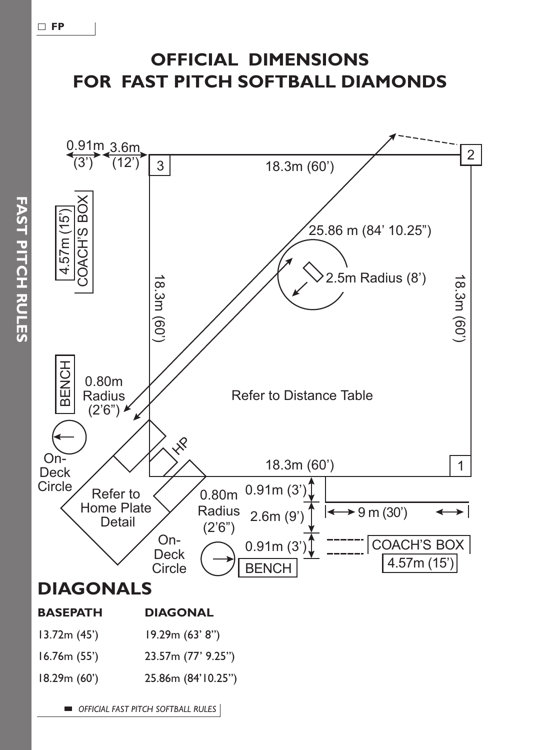# OFFICIAL DIMENSIONS FOR FAST PITCH SOFTBALL DIAMONDS

0.91m (3') 3.6m (12')

COACH'S BOX 4.57m (15')

3

18.3m (60')

2

25.86 m (84' 10.25")

2.5m Radius (8')

18.3m (60')

18.3m (60')

BENCH

0.80m Radius (2'6")

Refer to Distance Table

On-Deck Circle

HP

18.3m (60')

1

Refer to Home Plate Detail

0.80m Radius (2'6")

0.91m (3')

2.6m (9')

9 m (30')

On-Deck Circle

0.91m (3')

BENCH

COACH'S BOX 4.57m (15')

## DIAGONALS

| BASEPATH | DIAGONAL |
| --- | --- |
| 13.72m (45') | 19.29m (63' 8") |
| 16.76m (55') | 23.57m (77' 9.25") |
| 18.29m (60') | 25.86m (84'10.25") |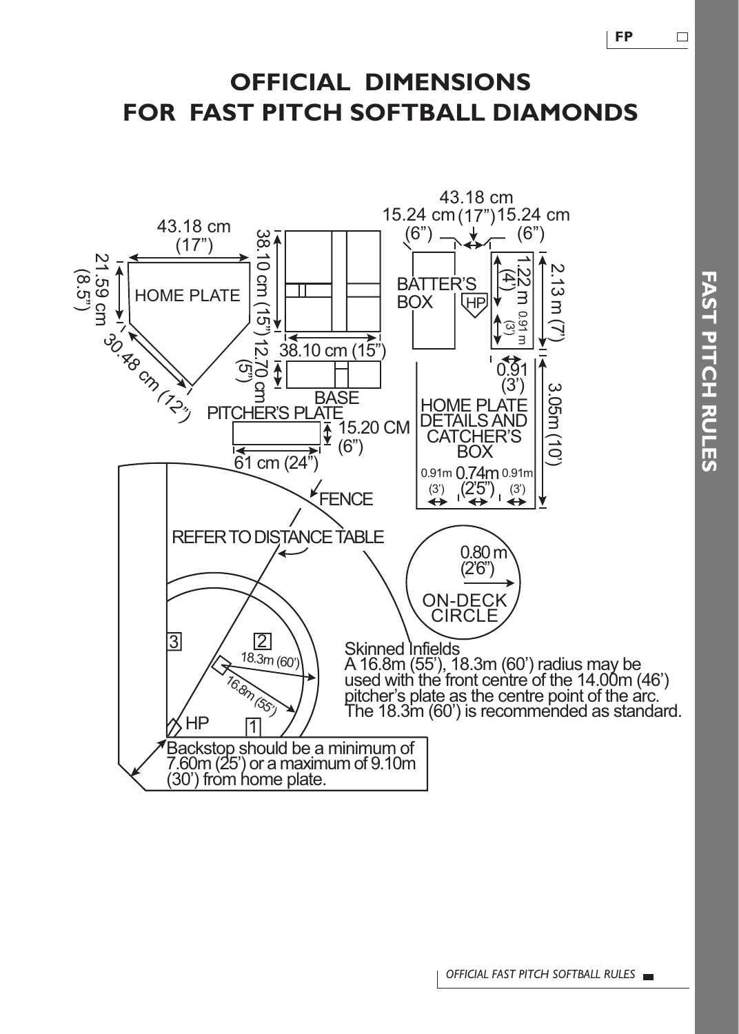# OFFICIAL DIMENSIONS FOR FAST PITCH SOFTBALL DIAMONDS

HOME PLATE

43.18 cm (17")

21.59 cm (8.5")

30.48 cm (12")

38.10 cm (15")

38.10 cm (15")

12.70 cm (5")

BASE

PITCHER'S PLATE

15.20 CM (6")

61 cm (24")

BATTER'S BOX

HP

43.18 cm (17")

15.24 cm (6")

15.24 cm (6")

1.22 m (4')

0.91 m (3')

2.13 m (7')

0.91 (3')

3.05m (10')

HOME PLATE DETAILS AND CATCHER'S BOX

0.91m (3') 0.74m (2'5") 0.91m (3')

FENCE

REFER TO DISTANCE TABLE

0.80 m (2'6")

ON-DECK CIRCLE

18.3m (60')

16.8m (55')

3 2 1 HP

Skinned Infields
A 16.8m (55'), 18.3m (60') radius may be used with the front centre of the 14.00m (46') pitcher's plate as the centre point of the arc. The 18.3m (60') is recommended as standard.

Backstop should be a minimum of 7.60m (25') or a maximum of 9.10m (30') from home plate.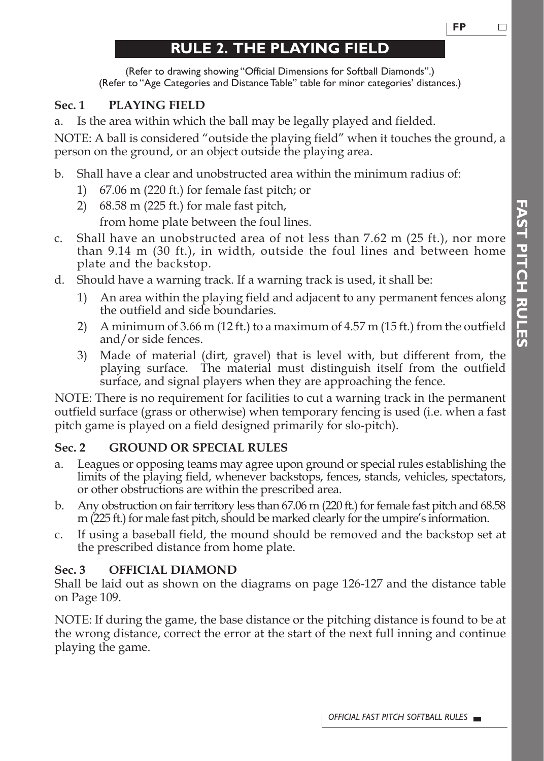# RULE 2. THE PLAYING FIELD

(Refer to drawing showing "Official Dimensions for Softball Diamonds".)
(Refer to "Age Categories and Distance Table" table for minor categories' distances.)

### Sec. 1 PLAYING FIELD

a. Is the area within which the ball may be legally played and fielded.

NOTE: A ball is considered "outside the playing field" when it touches the ground, a person on the ground, or an object outside the playing area.

b. Shall have a clear and unobstructed area within the minimum radius of:
   1) 67.06 m (220 ft.) for female fast pitch; or
   2) 68.58 m (225 ft.) for male fast pitch,

   from home plate between the foul lines.

c. Shall have an unobstructed area of not less than 7.62 m (25 ft.), nor more than 9.14 m (30 ft.), in width, outside the foul lines and between home plate and the backstop.

d. Should have a warning track. If a warning track is used, it shall be:
   1) An area within the playing field and adjacent to any permanent fences along the outfield and side boundaries.
   2) A minimum of 3.66 m (12 ft.) to a maximum of 4.57 m (15 ft.) from the outfield and/or side fences.
   3) Made of material (dirt, gravel) that is level with, but different from, the playing surface. The material must distinguish itself from the outfield surface, and signal players when they are approaching the fence.

NOTE: There is no requirement for facilities to cut a warning track in the permanent outfield surface (grass or otherwise) when temporary fencing is used (i.e. when a fast pitch game is played on a field designed primarily for slo-pitch).

### Sec. 2 GROUND OR SPECIAL RULES

a. Leagues or opposing teams may agree upon ground or special rules establishing the limits of the playing field, whenever backstops, fences, stands, vehicles, spectators, or other obstructions are within the prescribed area.

b. Any obstruction on fair territory less than 67.06 m (220 ft.) for female fast pitch and 68.58 m (225 ft.) for male fast pitch, should be marked clearly for the umpire's information.

c. If using a baseball field, the mound should be removed and the backstop set at the prescribed distance from home plate.

### Sec. 3 OFFICIAL DIAMOND

Shall be laid out as shown on the diagrams on page 126-127 and the distance table on Page 109.

NOTE: If during the game, the base distance or the pitching distance is found to be at the wrong distance, correct the error at the start of the next full inning and continue playing the game.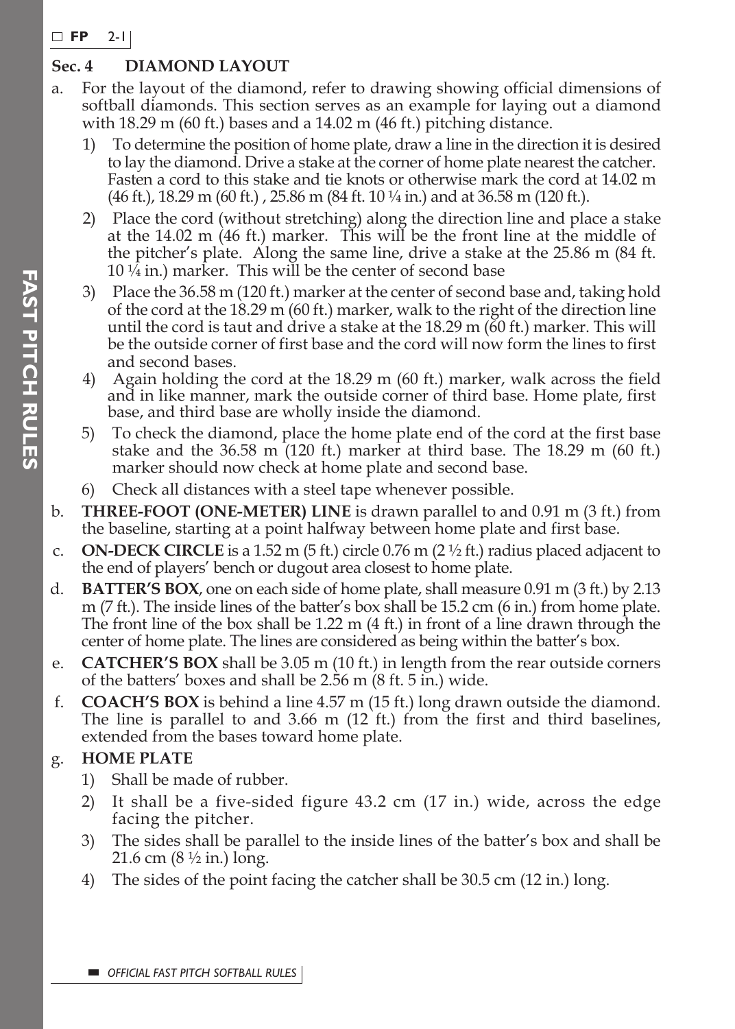## Sec. 4 DIAMOND LAYOUT

a. For the layout of the diamond, refer to drawing showing official dimensions of softball diamonds. This section serves as an example for laying out a diamond with 18.29 m (60 ft.) bases and a 14.02 m (46 ft.) pitching distance.

   1) To determine the position of home plate, draw a line in the direction it is desired to lay the diamond. Drive a stake at the corner of home plate nearest the catcher. Fasten a cord to this stake and tie knots or otherwise mark the cord at 14.02 m (46 ft.), 18.29 m (60 ft.) , 25.86 m (84 ft. 10 ¼ in.) and at 36.58 m (120 ft.).

   2) Place the cord (without stretching) along the direction line and place a stake at the 14.02 m (46 ft.) marker. This will be the front line at the middle of the pitcher's plate. Along the same line, drive a stake at the 25.86 m (84 ft. 10 ¼ in.) marker. This will be the center of second base

   3) Place the 36.58 m (120 ft.) marker at the center of second base and, taking hold of the cord at the 18.29 m (60 ft.) marker, walk to the right of the direction line until the cord is taut and drive a stake at the 18.29 m (60 ft.) marker. This will be the outside corner of first base and the cord will now form the lines to first and second bases.

   4) Again holding the cord at the 18.29 m (60 ft.) marker, walk across the field and in like manner, mark the outside corner of third base. Home plate, first base, and third base are wholly inside the diamond.

   5) To check the diamond, place the home plate end of the cord at the first base stake and the 36.58 m (120 ft.) marker at third base. The 18.29 m (60 ft.) marker should now check at home plate and second base.

   6) Check all distances with a steel tape whenever possible.

b. **THREE-FOOT (ONE-METER) LINE** is drawn parallel to and 0.91 m (3 ft.) from the baseline, starting at a point halfway between home plate and first base.

c. **ON-DECK CIRCLE** is a 1.52 m (5 ft.) circle 0.76 m (2 ½ ft.) radius placed adjacent to the end of players' bench or dugout area closest to home plate.

d. **BATTER'S BOX**, one on each side of home plate, shall measure 0.91 m (3 ft.) by 2.13 m (7 ft.). The inside lines of the batter's box shall be 15.2 cm (6 in.) from home plate. The front line of the box shall be 1.22 m (4 ft.) in front of a line drawn through the center of home plate. The lines are considered as being within the batter's box.

e. **CATCHER'S BOX** shall be 3.05 m (10 ft.) in length from the rear outside corners of the batters' boxes and shall be 2.56 m (8 ft. 5 in.) wide.

f. **COACH'S BOX** is behind a line 4.57 m (15 ft.) long drawn outside the diamond. The line is parallel to and 3.66 m (12 ft.) from the first and third baselines, extended from the bases toward home plate.

g. **HOME PLATE**

   1) Shall be made of rubber.

   2) It shall be a five-sided figure 43.2 cm (17 in.) wide, across the edge facing the pitcher.

   3) The sides shall be parallel to the inside lines of the batter's box and shall be 21.6 cm (8 ½ in.) long.

   4) The sides of the point facing the catcher shall be 30.5 cm (12 in.) long.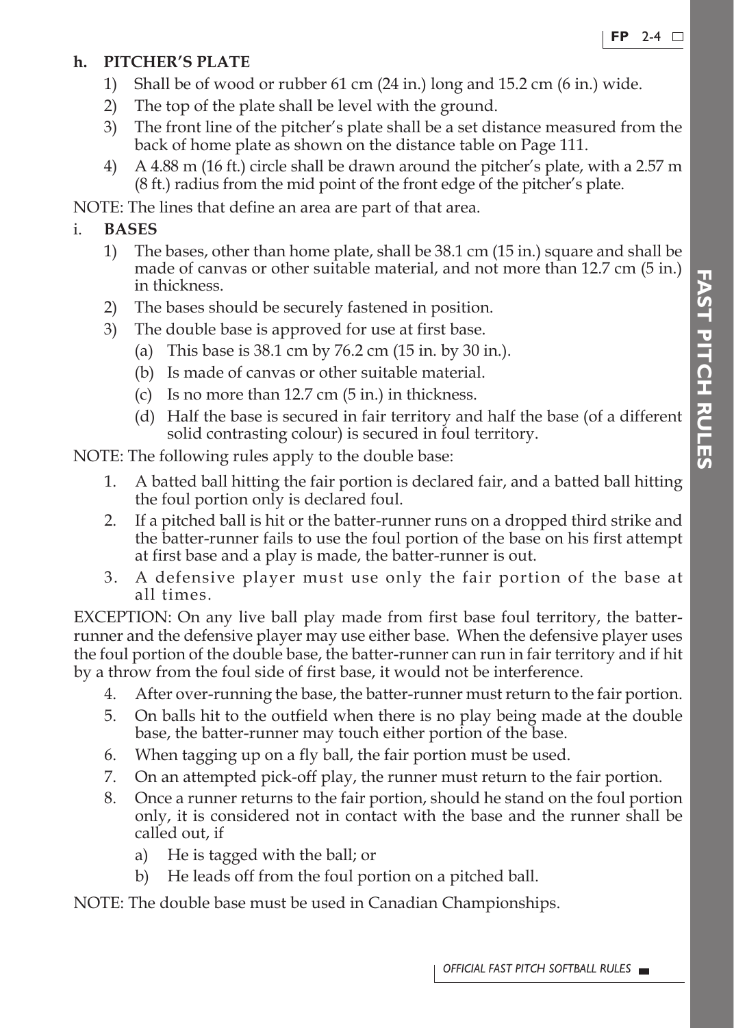**h. PITCHER'S PLATE**

1) Shall be of wood or rubber 61 cm (24 in.) long and 15.2 cm (6 in.) wide.
2) The top of the plate shall be level with the ground.
3) The front line of the pitcher's plate shall be a set distance measured from the back of home plate as shown on the distance table on Page 111.
4) A 4.88 m (16 ft.) circle shall be drawn around the pitcher's plate, with a 2.57 m (8 ft.) radius from the mid point of the front edge of the pitcher's plate.

NOTE: The lines that define an area are part of that area.

i. **BASES**

1) The bases, other than home plate, shall be 38.1 cm (15 in.) square and shall be made of canvas or other suitable material, and not more than 12.7 cm (5 in.) in thickness.
2) The bases should be securely fastened in position.
3) The double base is approved for use at first base.
   (a) This base is 38.1 cm by 76.2 cm (15 in. by 30 in.).
   (b) Is made of canvas or other suitable material.
   (c) Is no more than 12.7 cm (5 in.) in thickness.
   (d) Half the base is secured in fair territory and half the base (of a different solid contrasting colour) is secured in foul territory.

NOTE: The following rules apply to the double base:

1. A batted ball hitting the fair portion is declared fair, and a batted ball hitting the foul portion only is declared foul.
2. If a pitched ball is hit or the batter-runner runs on a dropped third strike and the batter-runner fails to use the foul portion of the base on his first attempt at first base and a play is made, the batter-runner is out.
3. A defensive player must use only the fair portion of the base at all times.

EXCEPTION: On any live ball play made from first base foul territory, the batter-runner and the defensive player may use either base. When the defensive player uses the foul portion of the double base, the batter-runner can run in fair territory and if hit by a throw from the foul side of first base, it would not be interference.

4. After over-running the base, the batter-runner must return to the fair portion.
5. On balls hit to the outfield when there is no play being made at the double base, the batter-runner may touch either portion of the base.
6. When tagging up on a fly ball, the fair portion must be used.
7. On an attempted pick-off play, the runner must return to the fair portion.
8. Once a runner returns to the fair portion, should he stand on the foul portion only, it is considered not in contact with the base and the runner shall be called out, if
   a) He is tagged with the ball; or
   b) He leads off from the foul portion on a pitched ball.

NOTE: The double base must be used in Canadian Championships.